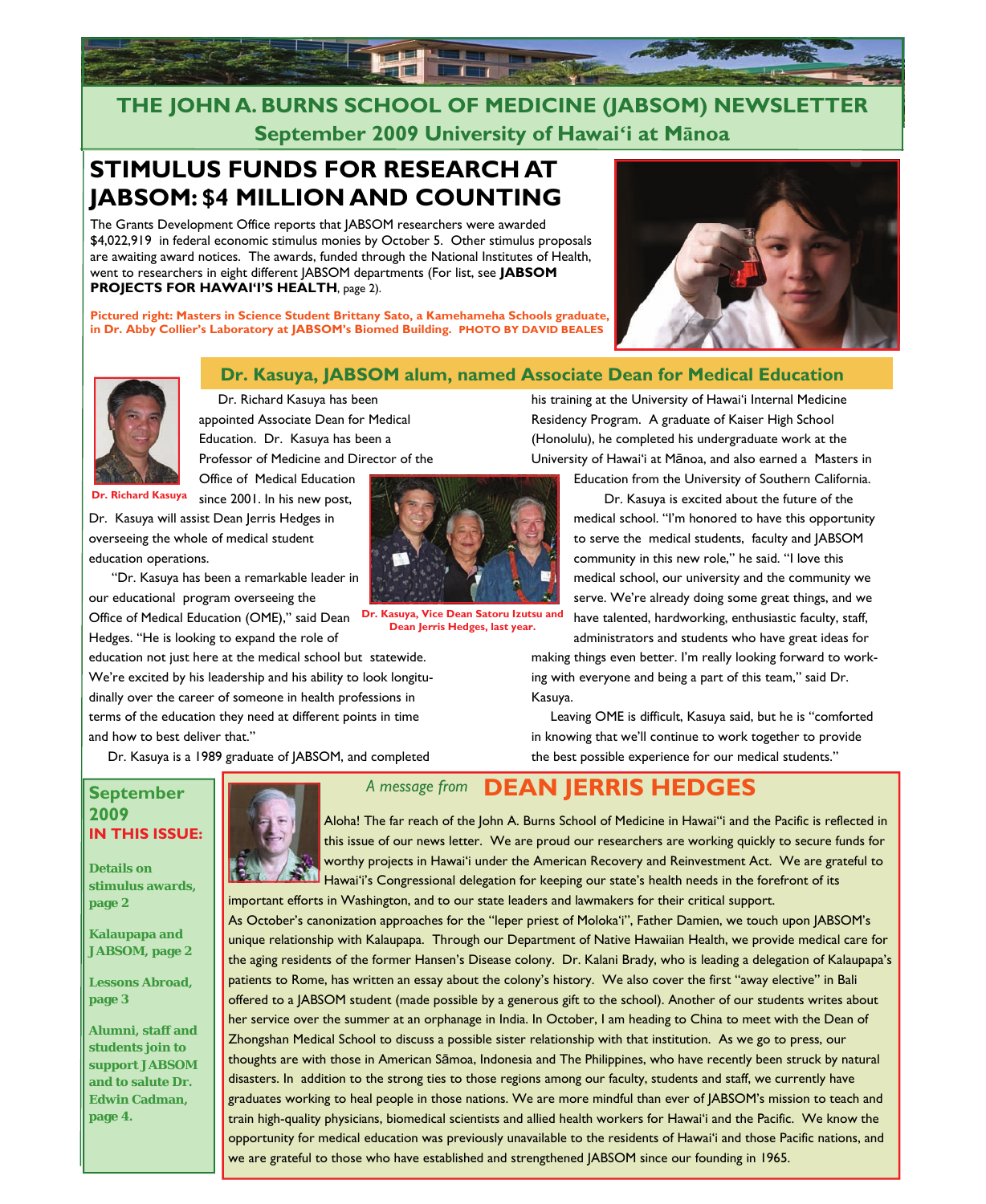# THE JOHN A. BURNS SCHOOL OF MEDICINE (JABSOM) NEWSLETTER

**September 2009 University of Hawai'i at Mānoa**

## STIMULUS FUNDS FOR RESEARCH AT JABSOM: $4 MILLION AND COUNTING

The Grants Development Office reports that JABSOM researchers were awarded $4,022,919 in federal economic stimulus monies by October 5. Other stimulus proposals are awaiting award notices. The awards, funded through the National Institutes of Health, went to researchers in eight different JABSOM departments (For list, see **JABSOM PROJECTS FOR HAWAI'I'S HEALTH**, page 2).

**Pictured right: Masters in Science Student Brittany Sato, a Kamehameha Schools graduate, in Dr. Abby Collier's Laboratory at JABSOM's Biomed Building. PHOTO BY DAVID BEALES**

## Dr. Kasuya, JABSOM alum, named Associate Dean for Medical Education

**Dr. Richard Kasuya**

Dr. Richard Kasuya has been appointed Associate Dean for Medical Education. Dr. Kasuya has been a Professor of Medicine and Director of the Office of Medical Education since 2001. In his new post, Dr. Kasuya will assist Dean Jerris Hedges in overseeing the whole of medical student education operations.

"Dr. Kasuya has been a remarkable leader in our educational program overseeing the Office of Medical Education (OME)," said Dean Hedges. "He is looking to expand the role of education not just here at the medical school but statewide. We're excited by his leadership and his ability to look longitudinally over the career of someone in health professions in terms of the education they need at different points in time and how to best deliver that."

**Dr. Kasuya, Vice Dean Satoru Izutsu and Dean Jerris Hedges, last year.**

Dr. Kasuya is a 1989 graduate of JABSOM, and completed his training at the University of Hawai'i Internal Medicine Residency Program. A graduate of Kaiser High School (Honolulu), he completed his undergraduate work at the University of Hawai'i at Mānoa, and also earned a Masters in Education from the University of Southern California.

Dr. Kasuya is excited about the future of the medical school. "I'm honored to have this opportunity to serve the medical students, faculty and JABSOM community in this new role," he said. "I love this medical school, our university and the community we serve. We're already doing some great things, and we have talented, hardworking, enthusiastic faculty, staff, administrators and students who have great ideas for making things even better. I'm really looking forward to working with everyone and being a part of this team," said Dr. Kasuya.

Leaving OME is difficult, Kasuya said, but he is "comforted in knowing that we'll continue to work together to provide the best possible experience for our medical students."

**September 2009**
**IN THIS ISSUE:**

**Details on stimulus awards, page 2**

**Kalaupapa and JABSOM, page 2**

**Lessons Abroad, page 3**

**Alumni, staff and students join to support JABSOM and to salute Dr. Edwin Cadman, page 4.**

## *A message from* DEAN JERRIS HEDGES

Aloha! The far reach of the John A. Burns School of Medicine in Hawai"i and the Pacific is reflected in this issue of our news letter. We are proud our researchers are working quickly to secure funds for worthy projects in Hawai'i under the American Recovery and Reinvestment Act. We are grateful to Hawai'i's Congressional delegation for keeping our state's health needs in the forefront of its important efforts in Washington, and to our state leaders and lawmakers for their critical support.

As October's canonization approaches for the "leper priest of Moloka'i", Father Damien, we touch upon JABSOM's unique relationship with Kalaupapa. Through our Department of Native Hawaiian Health, we provide medical care for the aging residents of the former Hansen's Disease colony. Dr. Kalani Brady, who is leading a delegation of Kalaupapa's patients to Rome, has written an essay about the colony's history. We also cover the first "away elective" in Bali offered to a JABSOM student (made possible by a generous gift to the school). Another of our students writes about her service over the summer at an orphanage in India. In October, I am heading to China to meet with the Dean of Zhongshan Medical School to discuss a possible sister relationship with that institution. As we go to press, our thoughts are with those in American Sāmoa, Indonesia and The Philippines, who have recently been struck by natural disasters. In addition to the strong ties to those regions among our faculty, students and staff, we currently have graduates working to heal people in those nations. We are more mindful than ever of JABSOM's mission to teach and train high-quality physicians, biomedical scientists and allied health workers for Hawai'i and the Pacific. We know the opportunity for medical education was previously unavailable to the residents of Hawai'i and those Pacific nations, and we are grateful to those who have established and strengthened JABSOM since our founding in 1965.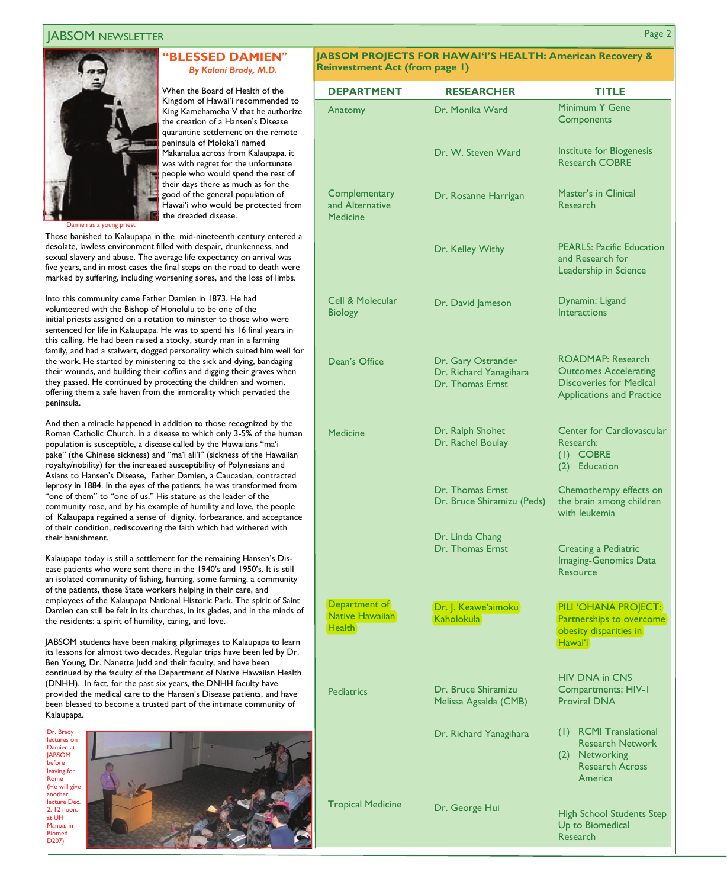## "BLESSED DAMIEN"

*By Kalani Brady, M.D.*

Damien as a young priest

When the Board of Health of the Kingdom of Hawai'i recommended to King Kamehameha V that he authorize the creation of a Hansen's Disease quarantine settlement on the remote peninsula of Moloka'i named Makanalua across from Kalaupapa, it was with regret for the unfortunate people who would spend the rest of their days there as much as for the good of the general population of Hawai'i who would be protected from the dreaded disease.

Those banished to Kalaupapa in the mid-nineteenth century entered a desolate, lawless environment filled with despair, drunkenness, and sexual slavery and abuse. The average life expectancy on arrival was five years, and in most cases the final steps on the road to death were marked by suffering, including worsening sores, and the loss of limbs.

Into this community came Father Damien in 1873. He had volunteered with the Bishop of Honolulu to be one of the initial priests assigned on a rotation to minister to those who were sentenced for life in Kalaupapa. He was to spend his 16 final years in this calling. He had been raised a stocky, sturdy man in a farming family, and had a stalwart, dogged personality which suited him well for the work. He started by ministering to the sick and dying, bandaging their wounds, and building their coffins and digging their graves when they passed. He continued by protecting the children and women, offering them a safe haven from the immorality which pervaded the peninsula.

And then a miracle happened in addition to those recognized by the Roman Catholic Church. In a disease to which only 3-5% of the human population is susceptible, a disease called by the Hawaiians "ma'i pake" (the Chinese sickness) and "ma'i ali'i" (sickness of the Hawaiian royalty/nobility) for the increased susceptibility of Polynesians and Asians to Hansen's Disease, Father Damien, a Caucasian, contracted leprosy in 1884. In the eyes of the patients, he was transformed from "one of them" to "one of us." His stature as the leader of the community rose, and by his example of humility and love, the people of Kalaupapa regained a sense of dignity, forbearance, and acceptance of their condition, rediscovering the faith which had withered with their banishment.

Kalaupapa today is still a settlement for the remaining Hansen's Disease patients who were sent there in the 1940's and 1950's. It is still an isolated community of fishing, hunting, some farming, a community of the patients, those State workers helping in their care, and employees of the Kalaupapa National Historic Park. The spirit of Saint Damien can still be felt in its churches, in its glades, and in the minds of the residents: a spirit of humility, caring, and love.

JABSOM students have been making pilgrimages to Kalaupapa to learn its lessons for almost two decades. Regular trips have been led by Dr. Ben Young, Dr. Nanette Judd and their faculty, and have been continued by the faculty of the Department of Native Hawaiian Health (DNHH). In fact, for the past six years, the DNHH faculty have provided the medical care to the Hansen's Disease patients, and have been blessed to become a trusted part of the intimate community of Kalaupapa.

Dr. Brady lectures on Damien at JABSOM before leaving for Rome (He will give another lecture Dec. 2, 12 noon, at UH Manoa, in Biomed D207)

## JABSOM PROJECTS FOR HAWAI'I'S HEALTH: American Recovery & Reinvestment Act (from page 1)

| DEPARTMENT | RESEARCHER | TITLE |
|---|---|---|
| Anatomy | Dr. Monika Ward | Minimum Y Gene Components |
| | Dr. W. Steven Ward | Institute for Biogenesis Research COBRE |
| Complementary and Alternative Medicine | Dr. Rosanne Harrigan | Master's in Clinical Research |
| | Dr. Kelley Withy | PEARLS: Pacific Education and Research for Leadership in Science |
| Cell & Molecular Biology | Dr. David Jameson | Dynamin: Ligand Interactions |
| Dean's Office | Dr. Gary Ostrander<br>Dr. Richard Yanagihara<br>Dr. Thomas Ernst | ROADMAP: Research Outcomes Accelerating Discoveries for Medical Applications and Practice |
| Medicine | Dr. Ralph Shohet<br>Dr. Rachel Boulay | Center for Cardiovascular Research:<br>(1) COBRE<br>(2) Education |
| | Dr. Thomas Ernst<br>Dr. Bruce Shiramizu (Peds) | Chemotherapy effects on the brain among children with leukemia |
| | Dr. Linda Chang<br>Dr. Thomas Ernst | Creating a Pediatric Imaging-Genomics Data Resource |
| Department of Native Hawaiian Health | Dr. J. Keawe'aimoku Kaholokula | PILI 'OHANA PROJECT: Partnerships to overcome obesity disparities in Hawai'i |
| Pediatrics | Dr. Bruce Shiramizu<br>Melissa Agsalda (CMB) | HIV DNA in CNS Compartments; HIV-1 Proviral DNA |
| | Dr. Richard Yanagihara | (1) RCMI Translational Research Network<br>(2) Networking Research Across America |
| Tropical Medicine | Dr. George Hui | High School Students Step Up to Biomedical Research |